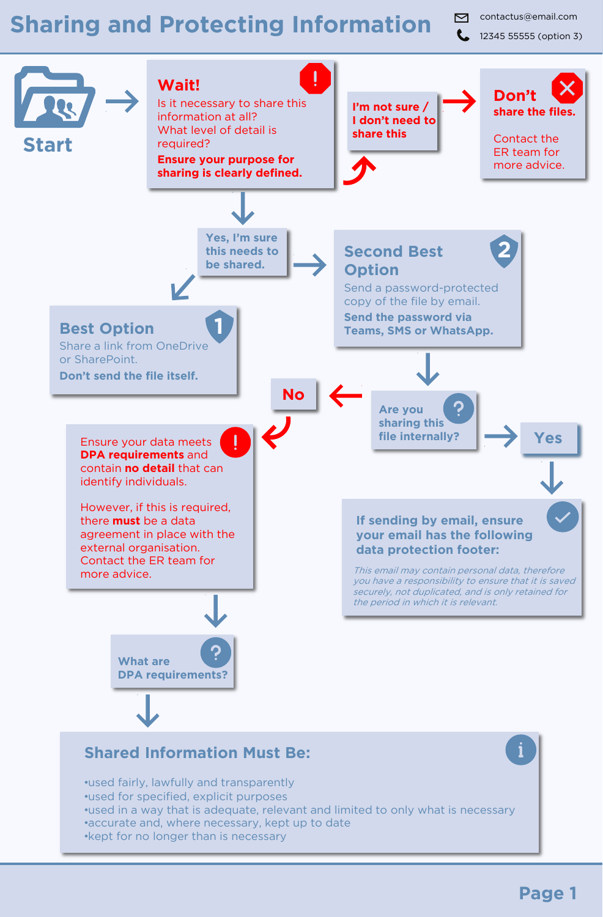# Sharing and Protecting Information

contactus@email.com

12345 55555 (option 3)

**Start**

## Wait!

Is it necessary to share this information at all?
What level of detail is required?
**Ensure your purpose for sharing is clearly defined.**

**I'm not sure / I don't need to share this**

## Don't

**share the files.**

Contact the ER team for more advice.

**Yes, I'm sure this needs to be shared.**

## Best Option (1)

Share a link from OneDrive or SharePoint.
**Don't send the file itself.**

## Second Best Option (2)

Send a password-protected copy of the file by email.
**Send the password via Teams, SMS or WhatsApp.**

**Are you sharing this file internally?**

**No**

Ensure your data meets **DPA requirements** and contain **no detail** that can identify individuals.

However, if this is required, there **must** be a data agreement in place with the external organisation. Contact the ER team for more advice.

**Yes**

**If sending by email, ensure your email has the following data protection footer:**

*This email may contain personal data, therefore you have a responsibility to ensure that it is saved securely, not duplicated, and is only retained for the period in which it is relevant.*

**What are DPA requirements?**

## Shared Information Must Be:

- used fairly, lawfully and transparently
- used for specified, explicit purposes
- used in a way that is adequate, relevant and limited to only what is necessary
- accurate and, where necessary, kept up to date
- kept for no longer than is necessary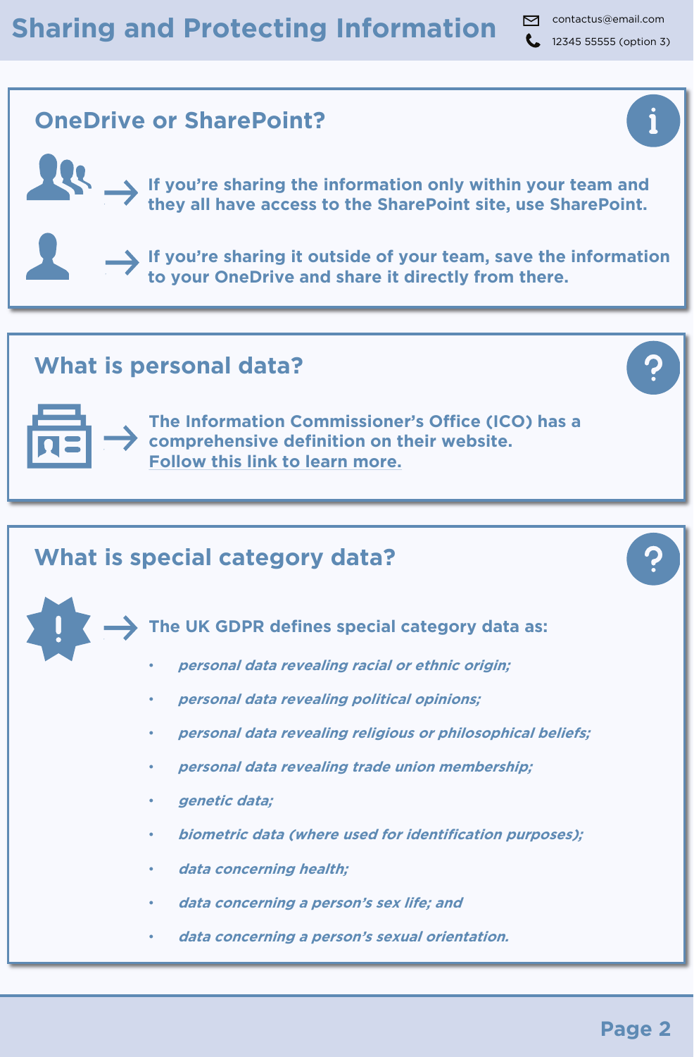# Sharing and Protecting Information

contactus@email.com

12345 55555 (option 3)

## OneDrive or SharePoint?

**If you're sharing the information only within your team and they all have access to the SharePoint site, use SharePoint.**

**If you're sharing it outside of your team, save the information to your OneDrive and share it directly from there.**

## What is personal data?

**The Information Commissioner's Office (ICO) has a comprehensive definition on their website.**
**Follow this link to learn more.**

## What is special category data?

**The UK GDPR defines special category data as:**

- *personal data revealing racial or ethnic origin;*
- *personal data revealing political opinions;*
- *personal data revealing religious or philosophical beliefs;*
- *personal data revealing trade union membership;*
- *genetic data;*
- *biometric data (where used for identification purposes);*
- *data concerning health;*
- *data concerning a person's sex life; and*
- *data concerning a person's sexual orientation.*